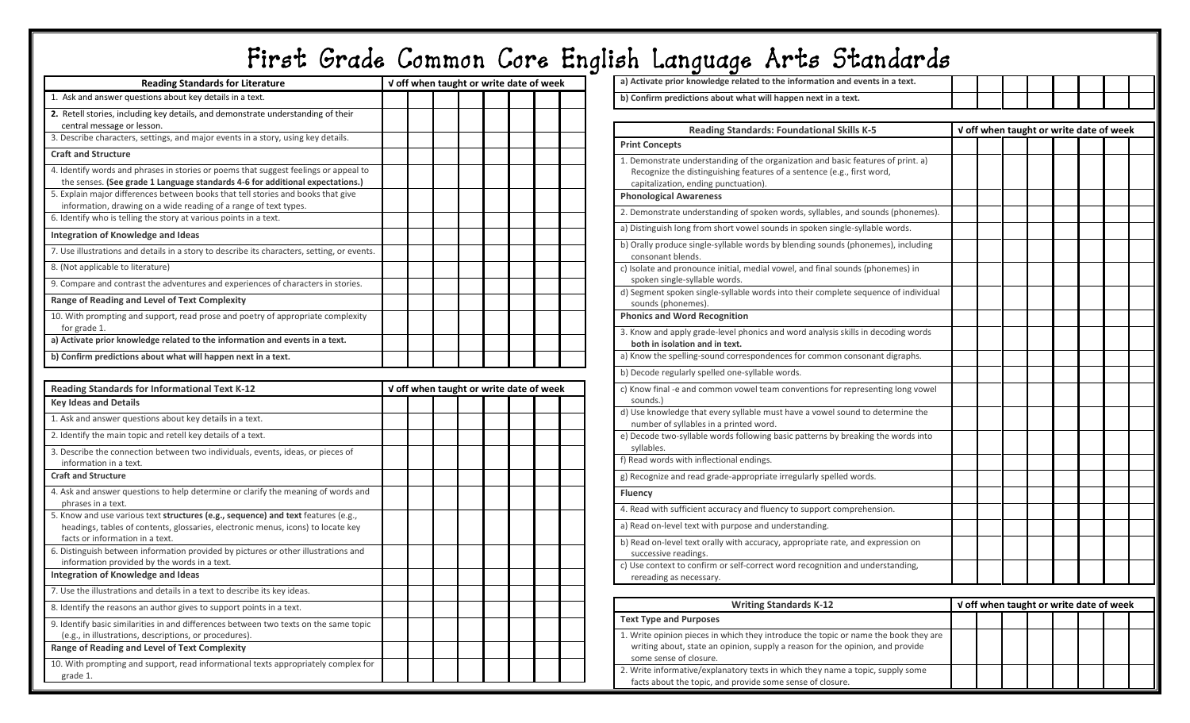# First Grade Common Core English Language Arts Standards

| Reading Standards for Literature | √ off when taught or write date of week | | | | | | | |
|---|---|---|---|---|---|---|---|---|
| 1. Ask and answer questions about key details in a text. | | | | | | | | |
| **2.** Retell stories, including key details, and demonstrate understanding of their central message or lesson. | | | | | | | | |
| 3. Describe characters, settings, and major events in a story, using key details. | | | | | | | | |
| **Craft and Structure** | | | | | | | | |
| 4. Identify words and phrases in stories or poems that suggest feelings or appeal to the senses. **(See grade 1 Language standards 4-6 for additional expectations.)** | | | | | | | | |
| 5. Explain major differences between books that tell stories and books that give information, drawing on a wide reading of a range of text types. | | | | | | | | |
| 6. Identify who is telling the story at various points in a text. | | | | | | | | |
| **Integration of Knowledge and Ideas** | | | | | | | | |
| 7. Use illustrations and details in a story to describe its characters, setting, or events. | | | | | | | | |
| 8. (Not applicable to literature) | | | | | | | | |
| 9. Compare and contrast the adventures and experiences of characters in stories. | | | | | | | | |
| **Range of Reading and Level of Text Complexity** | | | | | | | | |
| 10. With prompting and support, read prose and poetry of appropriate complexity for grade 1. | | | | | | | | |
| **a) Activate prior knowledge related to the information and events in a text.** | | | | | | | | |
| **b) Confirm predictions about what will happen next in a text.** | | | | | | | | |

| Reading Standards for Informational Text K-12 | √ off when taught or write date of week | | | | | | | |
|---|---|---|---|---|---|---|---|---|
| **Key Ideas and Details** | | | | | | | | |
| 1. Ask and answer questions about key details in a text. | | | | | | | | |
| 2. Identify the main topic and retell key details of a text. | | | | | | | | |
| 3. Describe the connection between two individuals, events, ideas, or pieces of information in a text. | | | | | | | | |
| **Craft and Structure** | | | | | | | | |
| 4. Ask and answer questions to help determine or clarify the meaning of words and phrases in a text. | | | | | | | | |
| 5. Know and use various text **structures (e.g., sequence) and text** features (e.g., headings, tables of contents, glossaries, electronic menus, icons) to locate key facts or information in a text. | | | | | | | | |
| 6. Distinguish between information provided by pictures or other illustrations and information provided by the words in a text. | | | | | | | | |
| **Integration of Knowledge and Ideas** | | | | | | | | |
| 7. Use the illustrations and details in a text to describe its key ideas. | | | | | | | | |
| 8. Identify the reasons an author gives to support points in a text. | | | | | | | | |
| 9. Identify basic similarities in and differences between two texts on the same topic (e.g., in illustrations, descriptions, or procedures). | | | | | | | | |
| **Range of Reading and Level of Text Complexity** | | | | | | | | |
| 10. With prompting and support, read informational texts appropriately complex for grade 1. | | | | | | | | |
| **a) Activate prior knowledge related to the information and events in a text.** | | | | | | | | |
| **b) Confirm predictions about what will happen next in a text.** | | | | | | | | |

| Reading Standards: Foundational Skills K-5 | √ off when taught or write date of week | | | | | | | |
|---|---|---|---|---|---|---|---|---|
| **Print Concepts** | | | | | | | | |
| 1. Demonstrate understanding of the organization and basic features of print. a) Recognize the distinguishing features of a sentence (e.g., first word, capitalization, ending punctuation). | | | | | | | | |
| **Phonological Awareness** | | | | | | | | |
| 2. Demonstrate understanding of spoken words, syllables, and sounds (phonemes). | | | | | | | | |
| a) Distinguish long from short vowel sounds in spoken single-syllable words. | | | | | | | | |
| b) Orally produce single-syllable words by blending sounds (phonemes), including consonant blends. | | | | | | | | |
| c) Isolate and pronounce initial, medial vowel, and final sounds (phonemes) in spoken single-syllable words. | | | | | | | | |
| d) Segment spoken single-syllable words into their complete sequence of individual sounds (phonemes). | | | | | | | | |
| **Phonics and Word Recognition** | | | | | | | | |
| 3. Know and apply grade-level phonics and word analysis skills in decoding words **both in isolation and in text.** | | | | | | | | |
| a) Know the spelling-sound correspondences for common consonant digraphs. | | | | | | | | |
| b) Decode regularly spelled one-syllable words. | | | | | | | | |
| c) Know final -e and common vowel team conventions for representing long vowel sounds.) | | | | | | | | |
| d) Use knowledge that every syllable must have a vowel sound to determine the number of syllables in a printed word. | | | | | | | | |
| e) Decode two-syllable words following basic patterns by breaking the words into syllables. | | | | | | | | |
| f) Read words with inflectional endings. | | | | | | | | |
| g) Recognize and read grade-appropriate irregularly spelled words. | | | | | | | | |
| **Fluency** | | | | | | | | |
| 4. Read with sufficient accuracy and fluency to support comprehension. | | | | | | | | |
| a) Read on-level text with purpose and understanding. | | | | | | | | |
| b) Read on-level text orally with accuracy, appropriate rate, and expression on successive readings. | | | | | | | | |
| c) Use context to confirm or self-correct word recognition and understanding, rereading as necessary. | | | | | | | | |

| Writing Standards K-12 | √ off when taught or write date of week | | | | | | | |
|---|---|---|---|---|---|---|---|---|
| **Text Type and Purposes** | | | | | | | | |
| 1. Write opinion pieces in which they introduce the topic or name the book they are writing about, state an opinion, supply a reason for the opinion, and provide some sense of closure. | | | | | | | | |
| 2. Write informative/explanatory texts in which they name a topic, supply some facts about the topic, and provide some sense of closure. | | | | | | | | |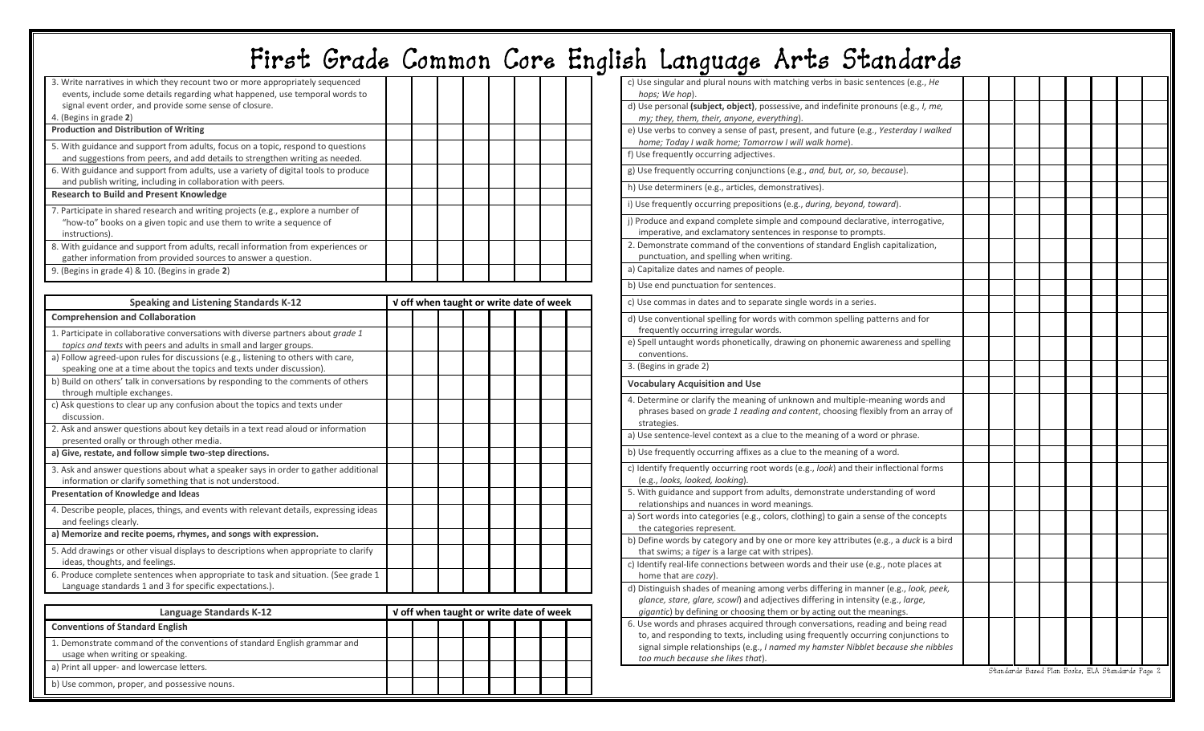# First Grade Common Core English Language Arts Standards

| | | | | | | | |
|---|---|---|---|---|---|---|---|
| 3. Write narratives in which they recount two or more appropriately sequenced events, include some details regarding what happened, use temporal words to signal event order, and provide some sense of closure. | | | | | | | |
| 4. (Begins in grade **2**) | | | | | | | |
| **Production and Distribution of Writing** | | | | | | | |
| 5. With guidance and support from adults, focus on a topic, respond to questions and suggestions from peers, and add details to strengthen writing as needed. | | | | | | | |
| 6. With guidance and support from adults, use a variety of digital tools to produce and publish writing, including in collaboration with peers. | | | | | | | |
| **Research to Build and Present Knowledge** | | | | | | | |
| 7. Participate in shared research and writing projects (e.g., explore a number of "how-to" books on a given topic and use them to write a sequence of instructions). | | | | | | | |
| 8. With guidance and support from adults, recall information from experiences or gather information from provided sources to answer a question. | | | | | | | |
| 9. (Begins in grade 4) & 10. (Begins in grade **2**) | | | | | | | |

| Speaking and Listening Standards K-12 | √ off when taught or write date of week | | | | | | |
|---|---|---|---|---|---|---|---|
| **Comprehension and Collaboration** | | | | | | | |
| 1. Participate in collaborative conversations with diverse partners about *grade 1 topics and texts* with peers and adults in small and larger groups. | | | | | | | |
| a) Follow agreed-upon rules for discussions (e.g., listening to others with care, speaking one at a time about the topics and texts under discussion). | | | | | | | |
| b) Build on others' talk in conversations by responding to the comments of others through multiple exchanges. | | | | | | | |
| c) Ask questions to clear up any confusion about the topics and texts under discussion. | | | | | | | |
| 2. Ask and answer questions about key details in a text read aloud or information presented orally or through other media. | | | | | | | |
| **a) Give, restate, and follow simple two-step directions.** | | | | | | | |
| 3. Ask and answer questions about what a speaker says in order to gather additional information or clarify something that is not understood. | | | | | | | |
| **Presentation of Knowledge and Ideas** | | | | | | | |
| 4. Describe people, places, things, and events with relevant details, expressing ideas and feelings clearly. | | | | | | | |
| **a) Memorize and recite poems, rhymes, and songs with expression.** | | | | | | | |
| 5. Add drawings or other visual displays to descriptions when appropriate to clarify ideas, thoughts, and feelings. | | | | | | | |
| 6. Produce complete sentences when appropriate to task and situation. (See grade 1 Language standards 1 and 3 for specific expectations.). | | | | | | | |

| Language Standards K-12 | √ off when taught or write date of week | | | | | | |
|---|---|---|---|---|---|---|---|
| **Conventions of Standard English** | | | | | | | |
| 1. Demonstrate command of the conventions of standard English grammar and usage when writing or speaking. | | | | | | | |
| a) Print all upper- and lowercase letters. | | | | | | | |
| b) Use common, proper, and possessive nouns. | | | | | | | |
| c) Use singular and plural nouns with matching verbs in basic sentences (e.g., *He hops; We hop*). | | | | | | | |
| d) Use personal **(subject, object)**, possessive, and indefinite pronouns (e.g., *I, me, my; they, them, their, anyone, everything*). | | | | | | | |
| e) Use verbs to convey a sense of past, present, and future (e.g., *Yesterday I walked home; Today I walk home; Tomorrow I will walk home*). | | | | | | | |
| f) Use frequently occurring adjectives. | | | | | | | |
| g) Use frequently occurring conjunctions (e.g., *and, but, or, so, because*). | | | | | | | |
| h) Use determiners (e.g., articles, demonstratives). | | | | | | | |
| i) Use frequently occurring prepositions (e.g., *during, beyond, toward*). | | | | | | | |
| j) Produce and expand complete simple and compound declarative, interrogative, imperative, and exclamatory sentences in response to prompts. | | | | | | | |
| 2. Demonstrate command of the conventions of standard English capitalization, punctuation, and spelling when writing. | | | | | | | |
| a) Capitalize dates and names of people. | | | | | | | |
| b) Use end punctuation for sentences. | | | | | | | |
| c) Use commas in dates and to separate single words in a series. | | | | | | | |
| d) Use conventional spelling for words with common spelling patterns and for frequently occurring irregular words. | | | | | | | |
| e) Spell untaught words phonetically, drawing on phonemic awareness and spelling conventions. | | | | | | | |
| 3. (Begins in grade 2) | | | | | | | |
| **Vocabulary Acquisition and Use** | | | | | | | |
| 4. Determine or clarify the meaning of unknown and multiple-meaning words and phrases based on *grade 1 reading and content*, choosing flexibly from an array of strategies. | | | | | | | |
| a) Use sentence-level context as a clue to the meaning of a word or phrase. | | | | | | | |
| b) Use frequently occurring affixes as a clue to the meaning of a word. | | | | | | | |
| c) Identify frequently occurring root words (e.g., *look*) and their inflectional forms (e.g., *looks, looked, looking*). | | | | | | | |
| 5. With guidance and support from adults, demonstrate understanding of word relationships and nuances in word meanings. | | | | | | | |
| a) Sort words into categories (e.g., colors, clothing) to gain a sense of the concepts the categories represent. | | | | | | | |
| b) Define words by category and by one or more key attributes (e.g., a *duck* is a bird that swims; a *tiger* is a large cat with stripes). | | | | | | | |
| c) Identify real-life connections between words and their use (e.g., note places at home that are *cozy*). | | | | | | | |
| d) Distinguish shades of meaning among verbs differing in manner (e.g., *look, peek, glance, stare, glare, scowl*) and adjectives differing in intensity (e.g., *large, gigantic*) by defining or choosing them or by acting out the meanings. | | | | | | | |
| 6. Use words and phrases acquired through conversations, reading and being read to, and responding to texts, including using frequently occurring conjunctions to signal simple relationships (e.g., *I named my hamster Nibblet because she nibbles too much because she likes that*). | | | | | | | |

Standards Based Plan Books, ELA Standards Page 2